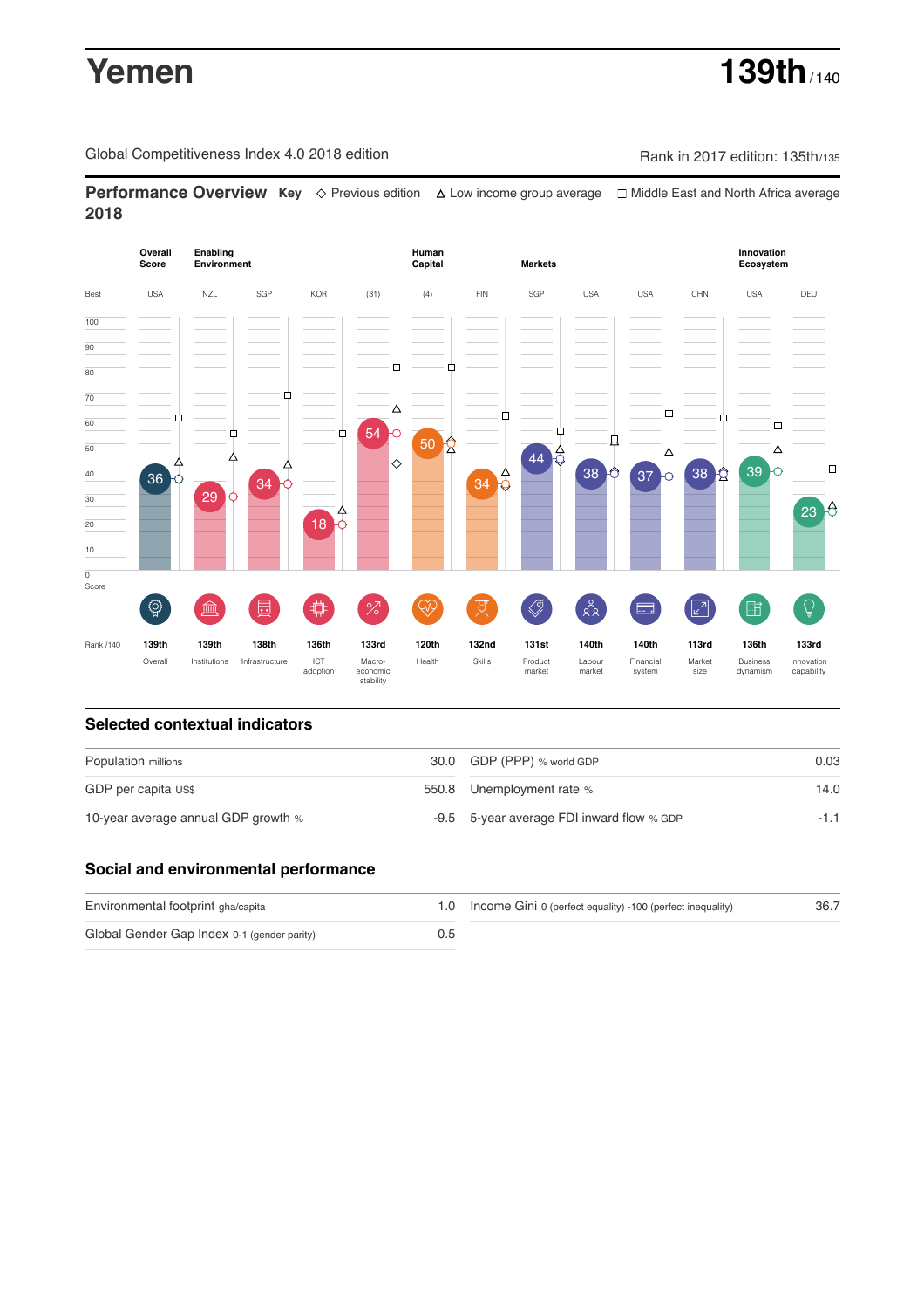# Yemen

**139th** /140

Global Competitiveness Index 4.0 2018 edition

Rank in 2017 edition: 135th/135

## Performance Overview 2018

**Key** ◇ Previous edition △ Low income group average □ Middle East and North Africa average

| | Overall Score | Enabling Environment | | | | Human Capital | | Markets | | | | Innovation Ecosystem | |
|---|---|---|---|---|---|---|---|---|---|---|---|---|---|
| Best | USA | NZL | SGP | KOR | (31) | (4) | FIN | SGP | USA | USA | CHN | USA | DEU |
| Score | 36 | 29 | 34 | 18 | 54 | 50 | 34 | 44 | 38 | 37 | 38 | 39 | 23 |
| Rank /140 | 139th | 139th | 138th | 136th | 133rd | 120th | 132nd | 131st | 140th | 140th | 113rd | 136th | 133rd |
| | Overall | Institutions | Infrastructure | ICT adoption | Macro-economic stability | Health | Skills | Product market | Labour market | Financial system | Market size | Business dynamism | Innovation capability |

## Selected contextual indicators

| | | | |
|---|---|---|---|
| Population millions | 30.0 | GDP (PPP) % world GDP | 0.03 |
| GDP per capita US$ | 550.8 | Unemployment rate % | 14.0 |
| 10-year average annual GDP growth % | -9.5 | 5-year average FDI inward flow % GDP | -1.1 |

## Social and environmental performance

| | | | |
|---|---|---|---|
| Environmental footprint gha/capita | 1.0 | Income Gini 0 (perfect equality) -100 (perfect inequality) | 36.7 |
| Global Gender Gap Index 0-1 (gender parity) | 0.5 | | |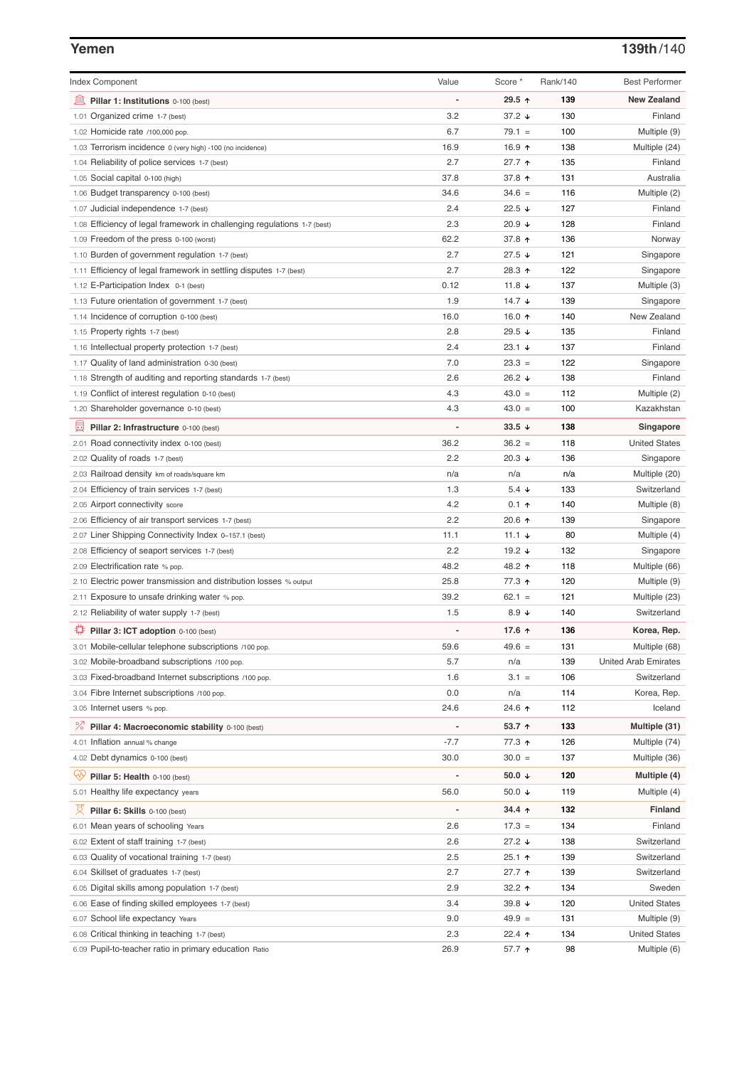## Yemen

**139th/140**

| Index Component | Value | Score * | Rank/140 | Best Performer |
|---|---|---|---|---|
| **Pillar 1: Institutions** 0-100 (best) | - | **29.5 ↑** | **139** | **New Zealand** |
| 1.01 Organized crime 1-7 (best) | 3.2 | 37.2 ↓ | 130 | Finland |
| 1.02 Homicide rate /100,000 pop. | 6.7 | 79.1 = | 100 | Multiple (9) |
| 1.03 Terrorism incidence 0 (very high) -100 (no incidence) | 16.9 | 16.9 ↑ | 138 | Multiple (24) |
| 1.04 Reliability of police services 1-7 (best) | 2.7 | 27.7 ↑ | 135 | Finland |
| 1.05 Social capital 0-100 (high) | 37.8 | 37.8 ↑ | 131 | Australia |
| 1.06 Budget transparency 0-100 (best) | 34.6 | 34.6 = | 116 | Multiple (2) |
| 1.07 Judicial independence 1-7 (best) | 2.4 | 22.5 ↓ | 127 | Finland |
| 1.08 Efficiency of legal framework in challenging regulations 1-7 (best) | 2.3 | 20.9 ↓ | 128 | Finland |
| 1.09 Freedom of the press 0-100 (worst) | 62.2 | 37.8 ↑ | 136 | Norway |
| 1.10 Burden of government regulation 1-7 (best) | 2.7 | 27.5 ↓ | 121 | Singapore |
| 1.11 Efficiency of legal framework in settling disputes 1-7 (best) | 2.7 | 28.3 ↑ | 122 | Singapore |
| 1.12 E-Participation Index 0-1 (best) | 0.12 | 11.8 ↓ | 137 | Multiple (3) |
| 1.13 Future orientation of government 1-7 (best) | 1.9 | 14.7 ↓ | 139 | Singapore |
| 1.14 Incidence of corruption 0-100 (best) | 16.0 | 16.0 ↑ | 140 | New Zealand |
| 1.15 Property rights 1-7 (best) | 2.8 | 29.5 ↓ | 135 | Finland |
| 1.16 Intellectual property protection 1-7 (best) | 2.4 | 23.1 ↓ | 137 | Finland |
| 1.17 Quality of land administration 0-30 (best) | 7.0 | 23.3 = | 122 | Singapore |
| 1.18 Strength of auditing and reporting standards 1-7 (best) | 2.6 | 26.2 ↓ | 138 | Finland |
| 1.19 Conflict of interest regulation 0-10 (best) | 4.3 | 43.0 = | 112 | Multiple (2) |
| 1.20 Shareholder governance 0-10 (best) | 4.3 | 43.0 = | 100 | Kazakhstan |
| **Pillar 2: Infrastructure** 0-100 (best) | - | **33.5 ↓** | **138** | **Singapore** |
| 2.01 Road connectivity index 0-100 (best) | 36.2 | 36.2 = | 118 | United States |
| 2.02 Quality of roads 1-7 (best) | 2.2 | 20.3 ↓ | 136 | Singapore |
| 2.03 Railroad density km of roads/square km | n/a | n/a | n/a | Multiple (20) |
| 2.04 Efficiency of train services 1-7 (best) | 1.3 | 5.4 ↓ | 133 | Switzerland |
| 2.05 Airport connectivity score | 4.2 | 0.1 ↑ | 140 | Multiple (8) |
| 2.06 Efficiency of air transport services 1-7 (best) | 2.2 | 20.6 ↑ | 139 | Singapore |
| 2.07 Liner Shipping Connectivity Index 0–157.1 (best) | 11.1 | 11.1 ↓ | 80 | Multiple (4) |
| 2.08 Efficiency of seaport services 1-7 (best) | 2.2 | 19.2 ↓ | 132 | Singapore |
| 2.09 Electrification rate % pop. | 48.2 | 48.2 ↑ | 118 | Multiple (66) |
| 2.10 Electric power transmission and distribution losses % output | 25.8 | 77.3 ↑ | 120 | Multiple (9) |
| 2.11 Exposure to unsafe drinking water % pop. | 39.2 | 62.1 = | 121 | Multiple (23) |
| 2.12 Reliability of water supply 1-7 (best) | 1.5 | 8.9 ↓ | 140 | Switzerland |
| **Pillar 3: ICT adoption** 0-100 (best) | - | **17.6 ↑** | **136** | **Korea, Rep.** |
| 3.01 Mobile-cellular telephone subscriptions /100 pop. | 59.6 | 49.6 = | 131 | Multiple (68) |
| 3.02 Mobile-broadband subscriptions /100 pop. | 5.7 | n/a | 139 | United Arab Emirates |
| 3.03 Fixed-broadband Internet subscriptions /100 pop. | 1.6 | 3.1 = | 106 | Switzerland |
| 3.04 Fibre Internet subscriptions /100 pop. | 0.0 | n/a | 114 | Korea, Rep. |
| 3.05 Internet users % pop. | 24.6 | 24.6 ↑ | 112 | Iceland |
| **Pillar 4: Macroeconomic stability** 0-100 (best) | - | **53.7 ↑** | **133** | **Multiple (31)** |
| 4.01 Inflation annual % change | -7.7 | 77.3 ↑ | 126 | Multiple (74) |
| 4.02 Debt dynamics 0-100 (best) | 30.0 | 30.0 = | 137 | Multiple (36) |
| **Pillar 5: Health** 0-100 (best) | - | **50.0 ↓** | **120** | **Multiple (4)** |
| 5.01 Healthy life expectancy years | 56.0 | 50.0 ↓ | 119 | Multiple (4) |
| **Pillar 6: Skills** 0-100 (best) | - | **34.4 ↑** | **132** | **Finland** |
| 6.01 Mean years of schooling Years | 2.6 | 17.3 = | 134 | Finland |
| 6.02 Extent of staff training 1-7 (best) | 2.6 | 27.2 ↓ | 138 | Switzerland |
| 6.03 Quality of vocational training 1-7 (best) | 2.5 | 25.1 ↑ | 139 | Switzerland |
| 6.04 Skillset of graduates 1-7 (best) | 2.7 | 27.7 ↑ | 139 | Switzerland |
| 6.05 Digital skills among population 1-7 (best) | 2.9 | 32.2 ↑ | 134 | Sweden |
| 6.06 Ease of finding skilled employees 1-7 (best) | 3.4 | 39.8 ↓ | 120 | United States |
| 6.07 School life expectancy Years | 9.0 | 49.9 = | 131 | Multiple (9) |
| 6.08 Critical thinking in teaching 1-7 (best) | 2.3 | 22.4 ↑ | 134 | United States |
| 6.09 Pupil-to-teacher ratio in primary education Ratio | 26.9 | 57.7 ↑ | 98 | Multiple (6) |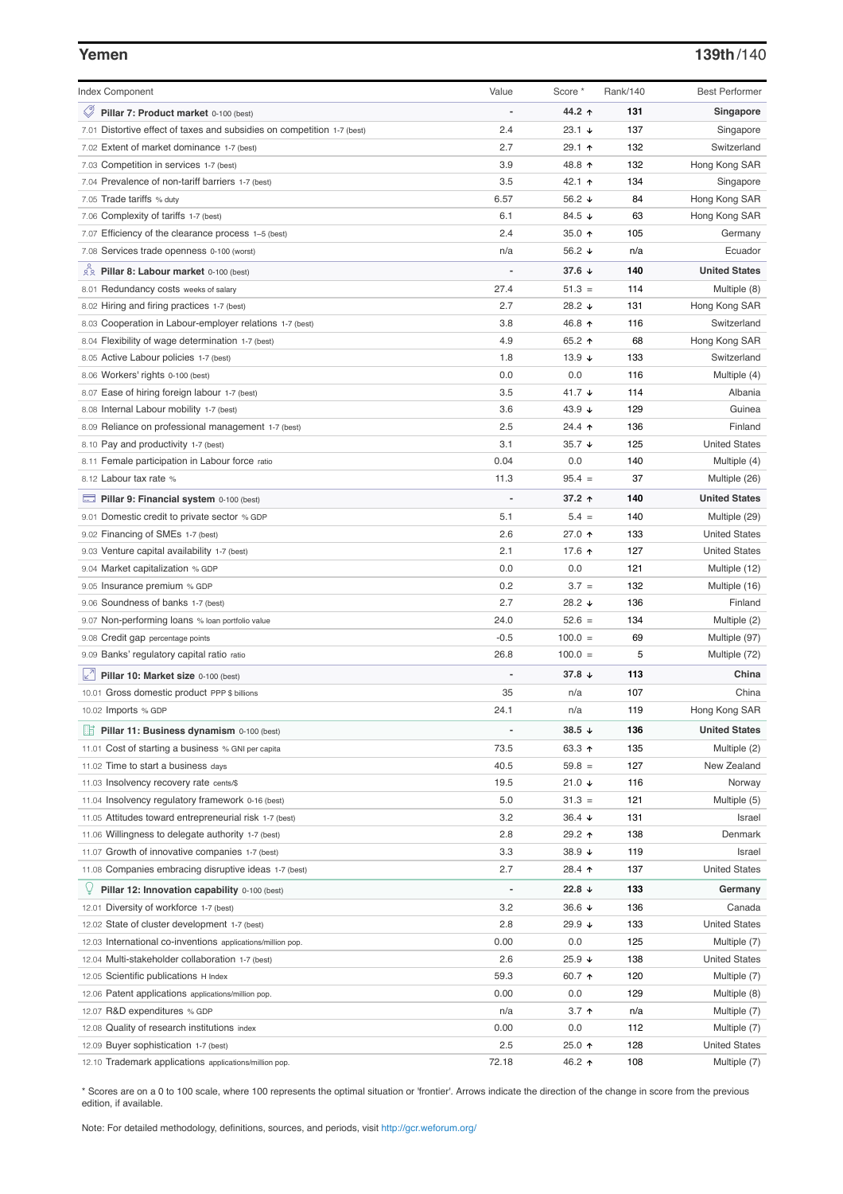## Yemen

**139th**/140

| Index Component | Value | Score * | Rank/140 | Best Performer |
|---|---|---|---|---|
| **Pillar 7: Product market** 0-100 (best) | - | **44.2 ↑** | **131** | **Singapore** |
| 7.01 Distortive effect of taxes and subsidies on competition 1-7 (best) | 2.4 | 23.1 ↓ | 137 | Singapore |
| 7.02 Extent of market dominance 1-7 (best) | 2.7 | 29.1 ↑ | 132 | Switzerland |
| 7.03 Competition in services 1-7 (best) | 3.9 | 48.8 ↑ | 132 | Hong Kong SAR |
| 7.04 Prevalence of non-tariff barriers 1-7 (best) | 3.5 | 42.1 ↑ | 134 | Singapore |
| 7.05 Trade tariffs % duty | 6.57 | 56.2 ↓ | 84 | Hong Kong SAR |
| 7.06 Complexity of tariffs 1-7 (best) | 6.1 | 84.5 ↓ | 63 | Hong Kong SAR |
| 7.07 Efficiency of the clearance process 1–5 (best) | 2.4 | 35.0 ↑ | 105 | Germany |
| 7.08 Services trade openness 0-100 (worst) | n/a | 56.2 ↓ | n/a | Ecuador |
| **Pillar 8: Labour market** 0-100 (best) | - | **37.6 ↓** | **140** | **United States** |
| 8.01 Redundancy costs weeks of salary | 27.4 | 51.3 = | 114 | Multiple (8) |
| 8.02 Hiring and firing practices 1-7 (best) | 2.7 | 28.2 ↓ | 131 | Hong Kong SAR |
| 8.03 Cooperation in Labour-employer relations 1-7 (best) | 3.8 | 46.8 ↑ | 116 | Switzerland |
| 8.04 Flexibility of wage determination 1-7 (best) | 4.9 | 65.2 ↑ | 68 | Hong Kong SAR |
| 8.05 Active Labour policies 1-7 (best) | 1.8 | 13.9 ↓ | 133 | Switzerland |
| 8.06 Workers' rights 0-100 (best) | 0.0 | 0.0 | 116 | Multiple (4) |
| 8.07 Ease of hiring foreign labour 1-7 (best) | 3.5 | 41.7 ↓ | 114 | Albania |
| 8.08 Internal Labour mobility 1-7 (best) | 3.6 | 43.9 ↓ | 129 | Guinea |
| 8.09 Reliance on professional management 1-7 (best) | 2.5 | 24.4 ↑ | 136 | Finland |
| 8.10 Pay and productivity 1-7 (best) | 3.1 | 35.7 ↓ | 125 | United States |
| 8.11 Female participation in Labour force ratio | 0.04 | 0.0 | 140 | Multiple (4) |
| 8.12 Labour tax rate % | 11.3 | 95.4 = | 37 | Multiple (26) |
| **Pillar 9: Financial system** 0-100 (best) | - | **37.2 ↑** | **140** | **United States** |
| 9.01 Domestic credit to private sector % GDP | 5.1 | 5.4 = | 140 | Multiple (29) |
| 9.02 Financing of SMEs 1-7 (best) | 2.6 | 27.0 ↑ | 133 | United States |
| 9.03 Venture capital availability 1-7 (best) | 2.1 | 17.6 ↑ | 127 | United States |
| 9.04 Market capitalization % GDP | 0.0 | 0.0 | 121 | Multiple (12) |
| 9.05 Insurance premium % GDP | 0.2 | 3.7 = | 132 | Multiple (16) |
| 9.06 Soundness of banks 1-7 (best) | 2.7 | 28.2 ↓ | 136 | Finland |
| 9.07 Non-performing loans % loan portfolio value | 24.0 | 52.6 = | 134 | Multiple (2) |
| 9.08 Credit gap percentage points | -0.5 | 100.0 = | 69 | Multiple (97) |
| 9.09 Banks' regulatory capital ratio ratio | 26.8 | 100.0 = | 5 | Multiple (72) |
| **Pillar 10: Market size** 0-100 (best) | - | **37.8 ↓** | **113** | **China** |
| 10.01 Gross domestic product PPP $ billions | 35 | n/a | 107 | China |
| 10.02 Imports % GDP | 24.1 | n/a | 119 | Hong Kong SAR |
| **Pillar 11: Business dynamism** 0-100 (best) | - | **38.5 ↓** | **136** | **United States** |
| 11.01 Cost of starting a business % GNI per capita | 73.5 | 63.3 ↑ | 135 | Multiple (2) |
| 11.02 Time to start a business days | 40.5 | 59.8 = | 127 | New Zealand |
| 11.03 Insolvency recovery rate cents/$ | 19.5 | 21.0 ↓ | 116 | Norway |
| 11.04 Insolvency regulatory framework 0-16 (best) | 5.0 | 31.3 = | 121 | Multiple (5) |
| 11.05 Attitudes toward entrepreneurial risk 1-7 (best) | 3.2 | 36.4 ↓ | 131 | Israel |
| 11.06 Willingness to delegate authority 1-7 (best) | 2.8 | 29.2 ↑ | 138 | Denmark |
| 11.07 Growth of innovative companies 1-7 (best) | 3.3 | 38.9 ↓ | 119 | Israel |
| 11.08 Companies embracing disruptive ideas 1-7 (best) | 2.7 | 28.4 ↑ | 137 | United States |
| **Pillar 12: Innovation capability** 0-100 (best) | - | **22.8 ↓** | **133** | **Germany** |
| 12.01 Diversity of workforce 1-7 (best) | 3.2 | 36.6 ↓ | 136 | Canada |
| 12.02 State of cluster development 1-7 (best) | 2.8 | 29.9 ↓ | 133 | United States |
| 12.03 International co-inventions applications/million pop. | 0.00 | 0.0 | 125 | Multiple (7) |
| 12.04 Multi-stakeholder collaboration 1-7 (best) | 2.6 | 25.9 ↓ | 138 | United States |
| 12.05 Scientific publications H Index | 59.3 | 60.7 ↑ | 120 | Multiple (7) |
| 12.06 Patent applications applications/million pop. | 0.00 | 0.0 | 129 | Multiple (8) |
| 12.07 R&D expenditures % GDP | n/a | 3.7 ↑ | n/a | Multiple (7) |
| 12.08 Quality of research institutions index | 0.00 | 0.0 | 112 | Multiple (7) |
| 12.09 Buyer sophistication 1-7 (best) | 2.5 | 25.0 ↑ | 128 | United States |
| 12.10 Trademark applications applications/million pop. | 72.18 | 46.2 ↑ | 108 | Multiple (7) |

* Scores are on a 0 to 100 scale, where 100 represents the optimal situation or 'frontier'. Arrows indicate the direction of the change in score from the previous edition, if available.

Note: For detailed methodology, definitions, sources, and periods, visit http://gcr.weforum.org/